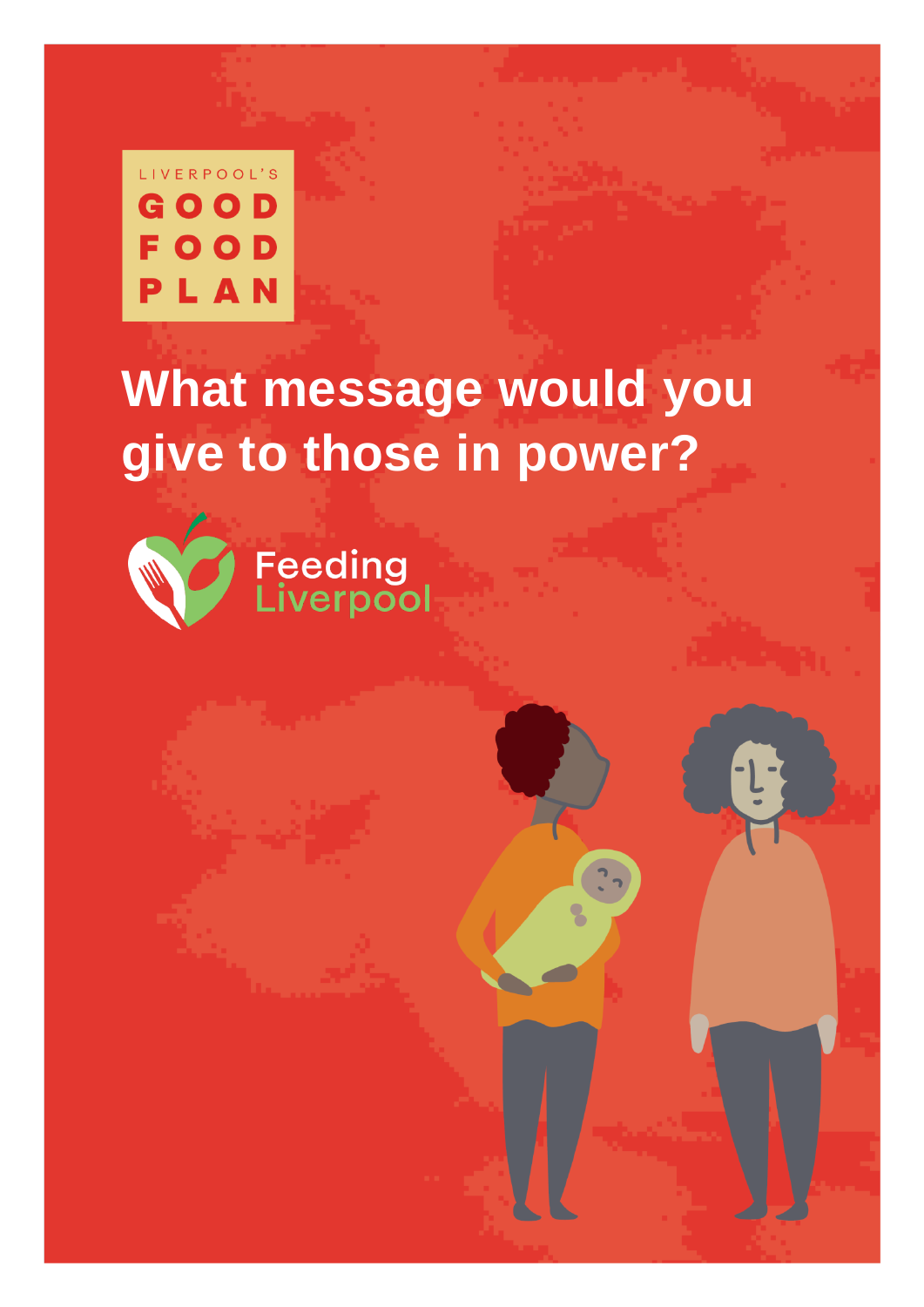LIVERPOOL'S

GOOD FOOD PLAN

# What message would you give to those in power?

Feeding Liverpool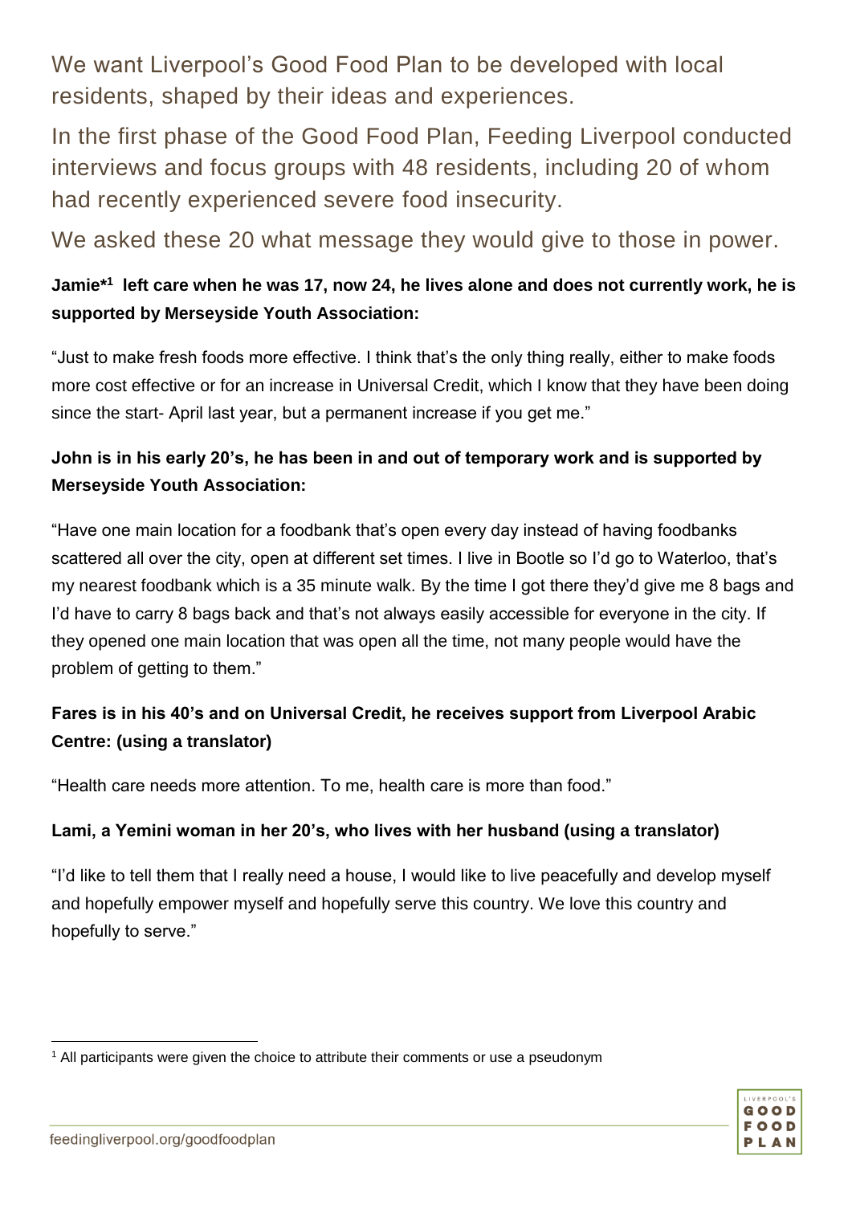We want Liverpool's Good Food Plan to be developed with local residents, shaped by their ideas and experiences.

In the first phase of the Good Food Plan, Feeding Liverpool conducted interviews and focus groups with 48 residents, including 20 of whom had recently experienced severe food insecurity.

We asked these 20 what message they would give to those in power.

**Jamie*[1] left care when he was 17, now 24, he lives alone and does not currently work, he is supported by Merseyside Youth Association:**

"Just to make fresh foods more effective. I think that's the only thing really, either to make foods more cost effective or for an increase in Universal Credit, which I know that they have been doing since the start- April last year, but a permanent increase if you get me."

**John is in his early 20's, he has been in and out of temporary work and is supported by Merseyside Youth Association:**

"Have one main location for a foodbank that's open every day instead of having foodbanks scattered all over the city, open at different set times. I live in Bootle so I'd go to Waterloo, that's my nearest foodbank which is a 35 minute walk. By the time I got there they'd give me 8 bags and I'd have to carry 8 bags back and that's not always easily accessible for everyone in the city. If they opened one main location that was open all the time, not many people would have the problem of getting to them."

**Fares is in his 40's and on Universal Credit, he receives support from Liverpool Arabic Centre: (using a translator)**

"Health care needs more attention. To me, health care is more than food."

**Lami, a Yemini woman in her 20's, who lives with her husband (using a translator)**

"I'd like to tell them that I really need a house, I would like to live peacefully and develop myself and hopefully empower myself and hopefully serve this country. We love this country and hopefully to serve."

[1] All participants were given the choice to attribute their comments or use a pseudonym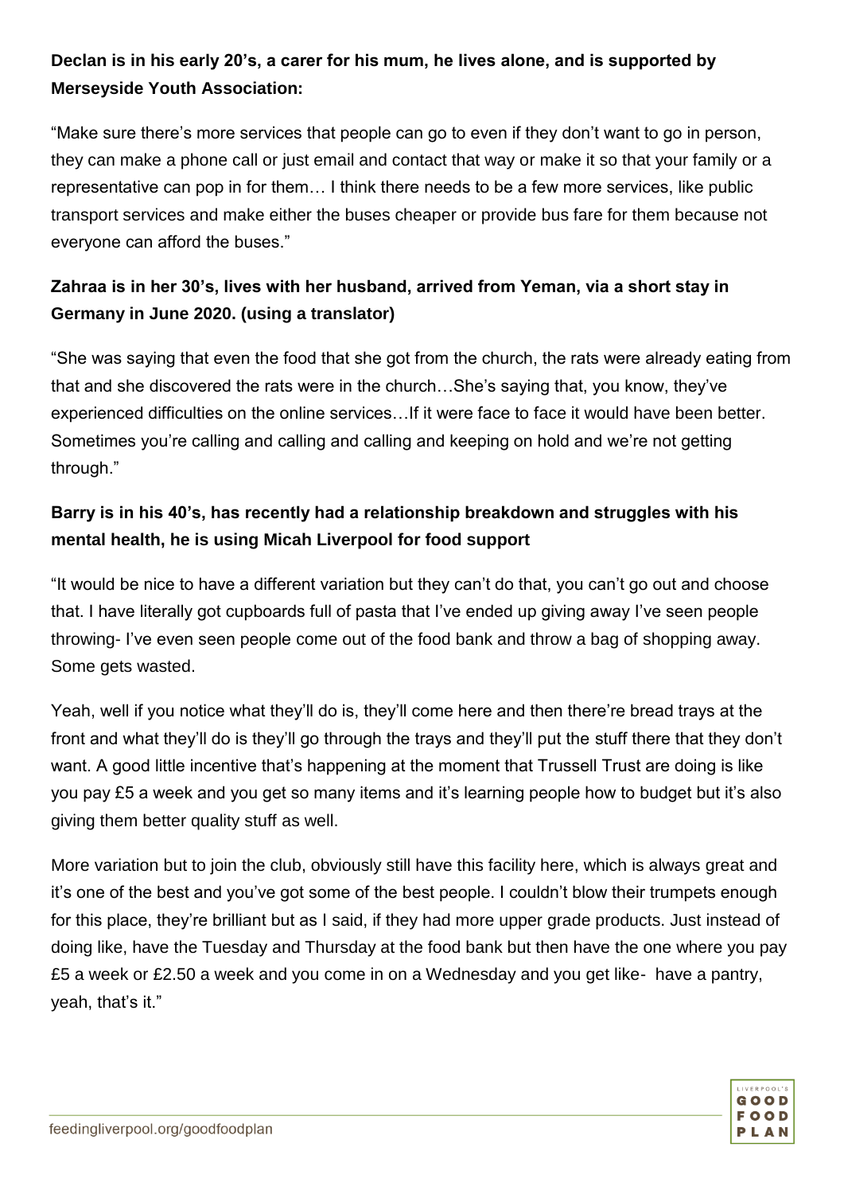**Declan is in his early 20's, a carer for his mum, he lives alone, and is supported by Merseyside Youth Association:**

"Make sure there's more services that people can go to even if they don't want to go in person, they can make a phone call or just email and contact that way or make it so that your family or a representative can pop in for them… I think there needs to be a few more services, like public transport services and make either the buses cheaper or provide bus fare for them because not everyone can afford the buses."

**Zahraa is in her 30's, lives with her husband, arrived from Yeman, via a short stay in Germany in June 2020. (using a translator)**

"She was saying that even the food that she got from the church, the rats were already eating from that and she discovered the rats were in the church…She's saying that, you know, they've experienced difficulties on the online services…If it were face to face it would have been better. Sometimes you're calling and calling and calling and keeping on hold and we're not getting through."

**Barry is in his 40's, has recently had a relationship breakdown and struggles with his mental health, he is using Micah Liverpool for food support**

"It would be nice to have a different variation but they can't do that, you can't go out and choose that. I have literally got cupboards full of pasta that I've ended up giving away I've seen people throwing- I've even seen people come out of the food bank and throw a bag of shopping away. Some gets wasted.

Yeah, well if you notice what they'll do is, they'll come here and then there're bread trays at the front and what they'll do is they'll go through the trays and they'll put the stuff there that they don't want. A good little incentive that's happening at the moment that Trussell Trust are doing is like you pay £5 a week and you get so many items and it's learning people how to budget but it's also giving them better quality stuff as well.

More variation but to join the club, obviously still have this facility here, which is always great and it's one of the best and you've got some of the best people. I couldn't blow their trumpets enough for this place, they're brilliant but as I said, if they had more upper grade products. Just instead of doing like, have the Tuesday and Thursday at the food bank but then have the one where you pay £5 a week or £2.50 a week and you come in on a Wednesday and you get like- have a pantry, yeah, that's it."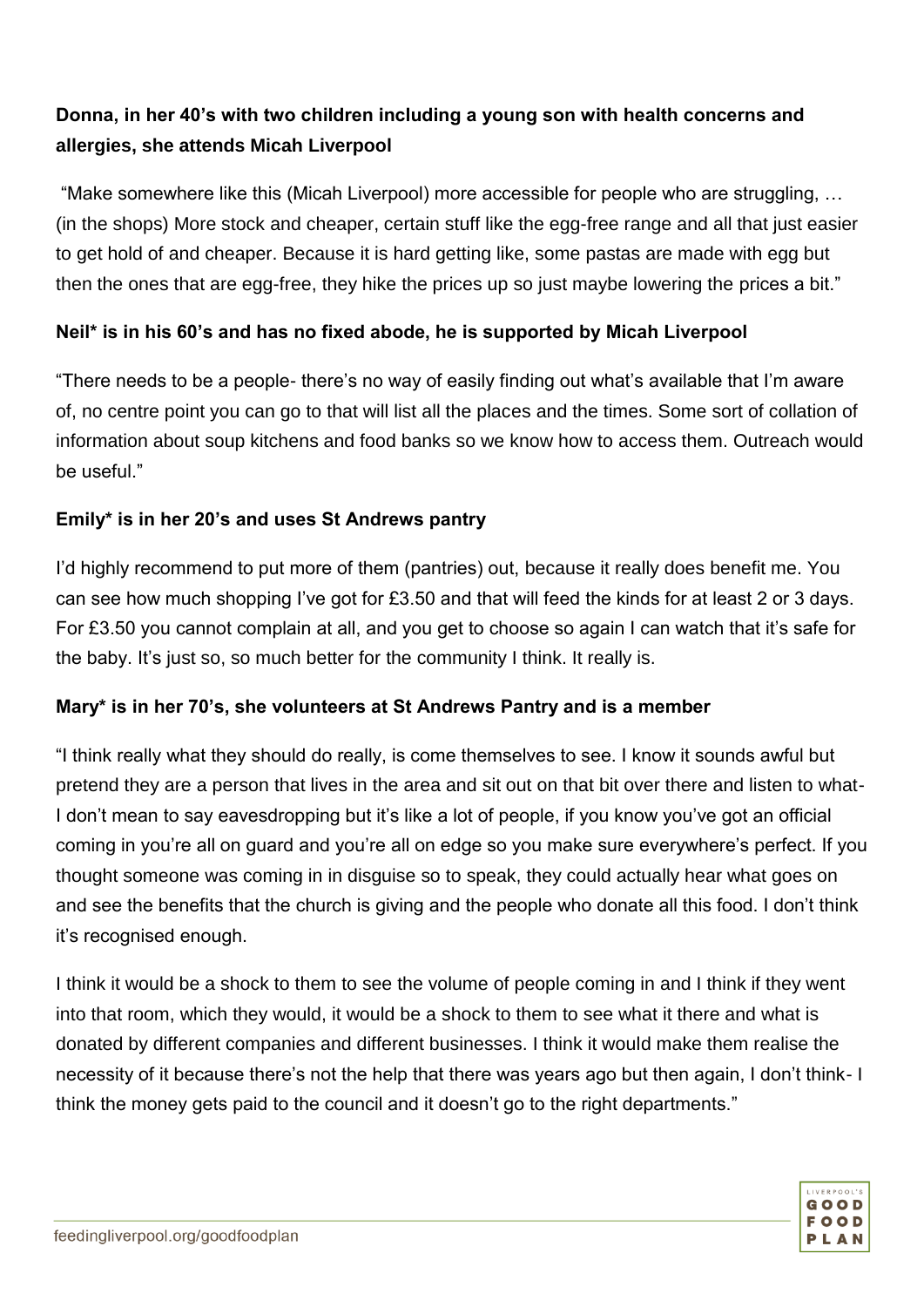**Donna, in her 40's with two children including a young son with health concerns and allergies, she attends Micah Liverpool**

"Make somewhere like this (Micah Liverpool) more accessible for people who are struggling, … (in the shops) More stock and cheaper, certain stuff like the egg-free range and all that just easier to get hold of and cheaper. Because it is hard getting like, some pastas are made with egg but then the ones that are egg-free, they hike the prices up so just maybe lowering the prices a bit."

**Neil* is in his 60's and has no fixed abode, he is supported by Micah Liverpool**

"There needs to be a people- there's no way of easily finding out what's available that I'm aware of, no centre point you can go to that will list all the places and the times. Some sort of collation of information about soup kitchens and food banks so we know how to access them. Outreach would be useful."

**Emily* is in her 20's and uses St Andrews pantry**

I'd highly recommend to put more of them (pantries) out, because it really does benefit me. You can see how much shopping I've got for £3.50 and that will feed the kinds for at least 2 or 3 days. For £3.50 you cannot complain at all, and you get to choose so again I can watch that it's safe for the baby. It's just so, so much better for the community I think. It really is.

**Mary* is in her 70's, she volunteers at St Andrews Pantry and is a member**

"I think really what they should do really, is come themselves to see. I know it sounds awful but pretend they are a person that lives in the area and sit out on that bit over there and listen to what- I don't mean to say eavesdropping but it's like a lot of people, if you know you've got an official coming in you're all on guard and you're all on edge so you make sure everywhere's perfect. If you thought someone was coming in in disguise so to speak, they could actually hear what goes on and see the benefits that the church is giving and the people who donate all this food. I don't think it's recognised enough.

I think it would be a shock to them to see the volume of people coming in and I think if they went into that room, which they would, it would be a shock to them to see what it there and what is donated by different companies and different businesses. I think it would make them realise the necessity of it because there's not the help that there was years ago but then again, I don't think- I think the money gets paid to the council and it doesn't go to the right departments."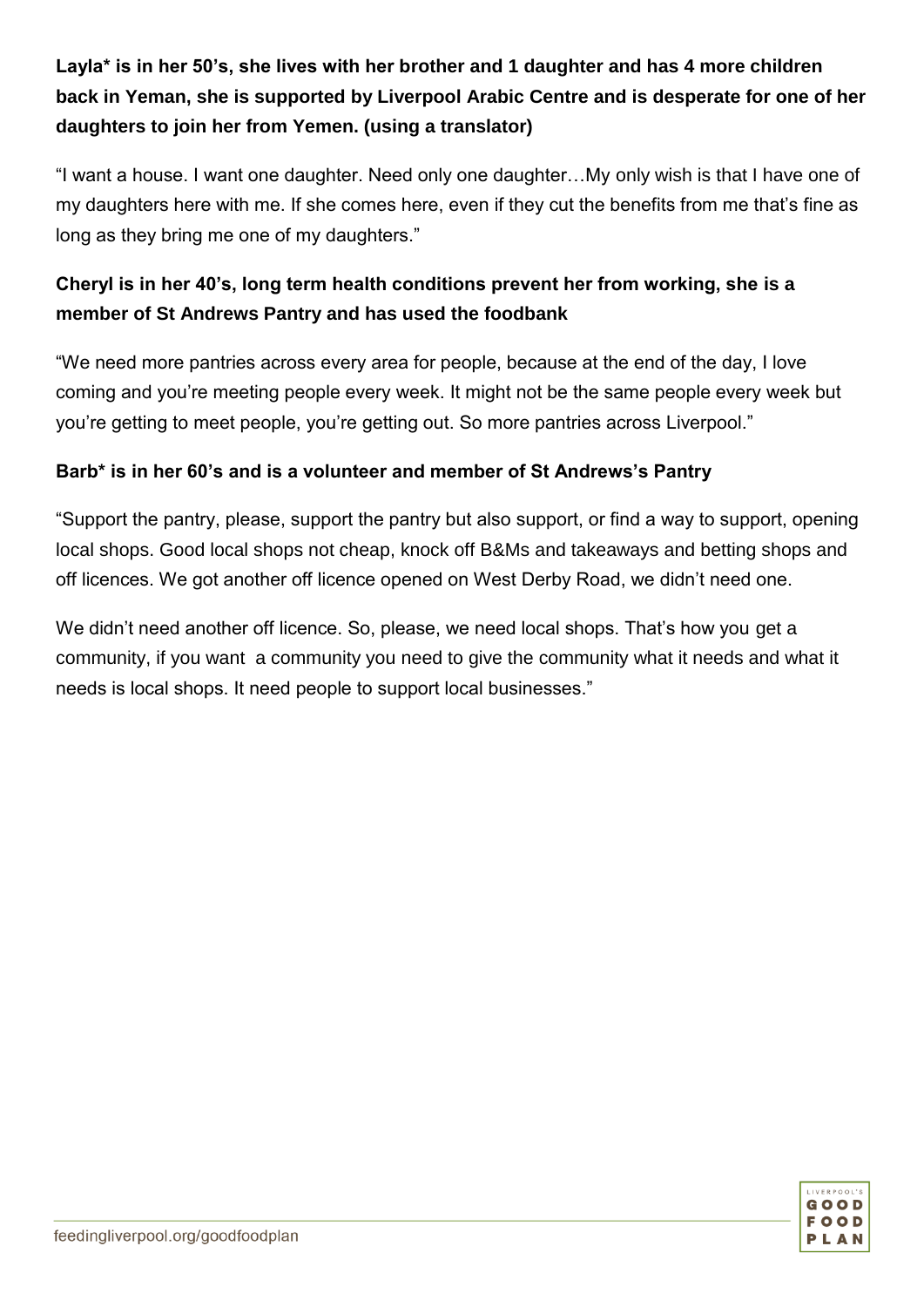**Layla* is in her 50's, she lives with her brother and 1 daughter and has 4 more children back in Yeman, she is supported by Liverpool Arabic Centre and is desperate for one of her daughters to join her from Yemen. (using a translator)**

"I want a house. I want one daughter. Need only one daughter…My only wish is that I have one of my daughters here with me. If she comes here, even if they cut the benefits from me that's fine as long as they bring me one of my daughters."

**Cheryl is in her 40's, long term health conditions prevent her from working, she is a member of St Andrews Pantry and has used the foodbank**

"We need more pantries across every area for people, because at the end of the day, I love coming and you're meeting people every week. It might not be the same people every week but you're getting to meet people, you're getting out. So more pantries across Liverpool."

**Barb* is in her 60's and is a volunteer and member of St Andrews's Pantry**

"Support the pantry, please, support the pantry but also support, or find a way to support, opening local shops. Good local shops not cheap, knock off B&Ms and takeaways and betting shops and off licences. We got another off licence opened on West Derby Road, we didn't need one.

We didn't need another off licence. So, please, we need local shops. That's how you get a community, if you want a community you need to give the community what it needs and what it needs is local shops. It need people to support local businesses."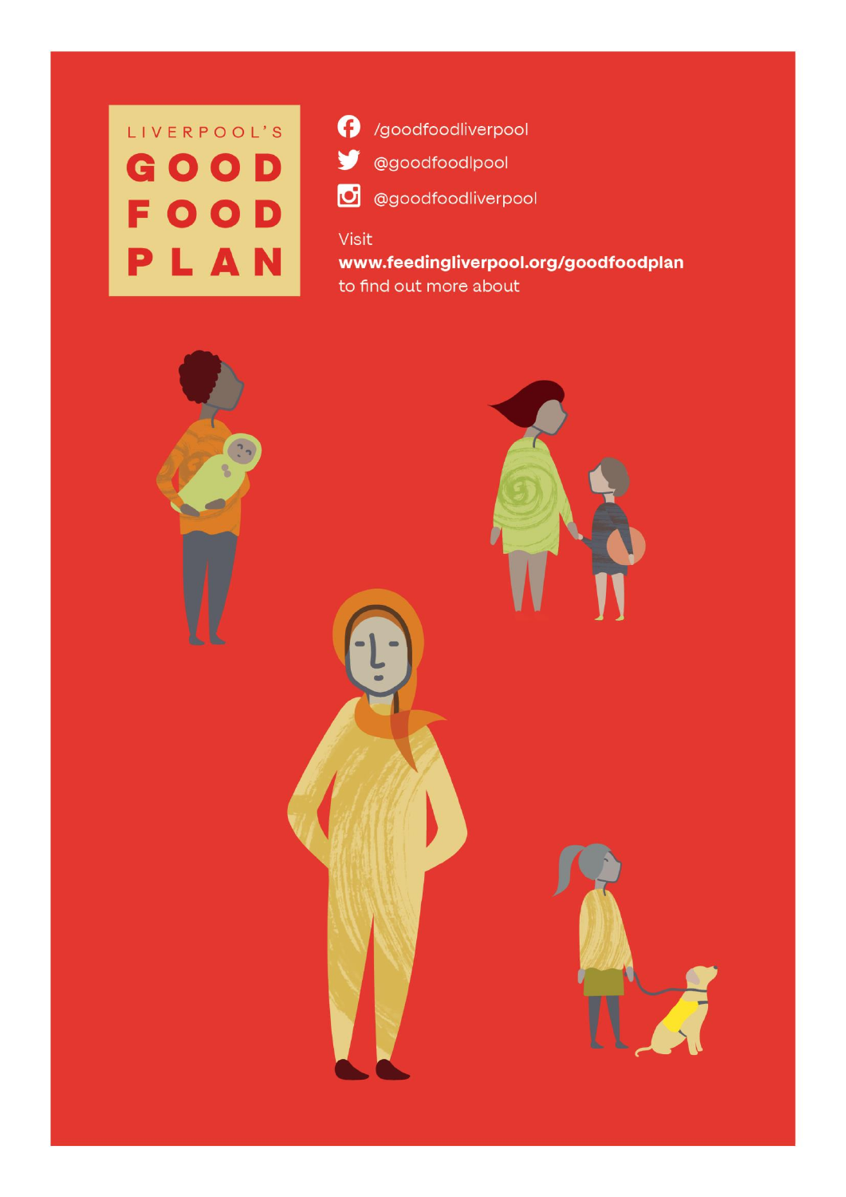# LIVERPOOL'S GOOD FOOD PLAN

/goodfoodliverpool

@goodfoodlpool

@goodfoodliverpool

Visit
**www.feedingliverpool.org/goodfoodplan**
to find out more about